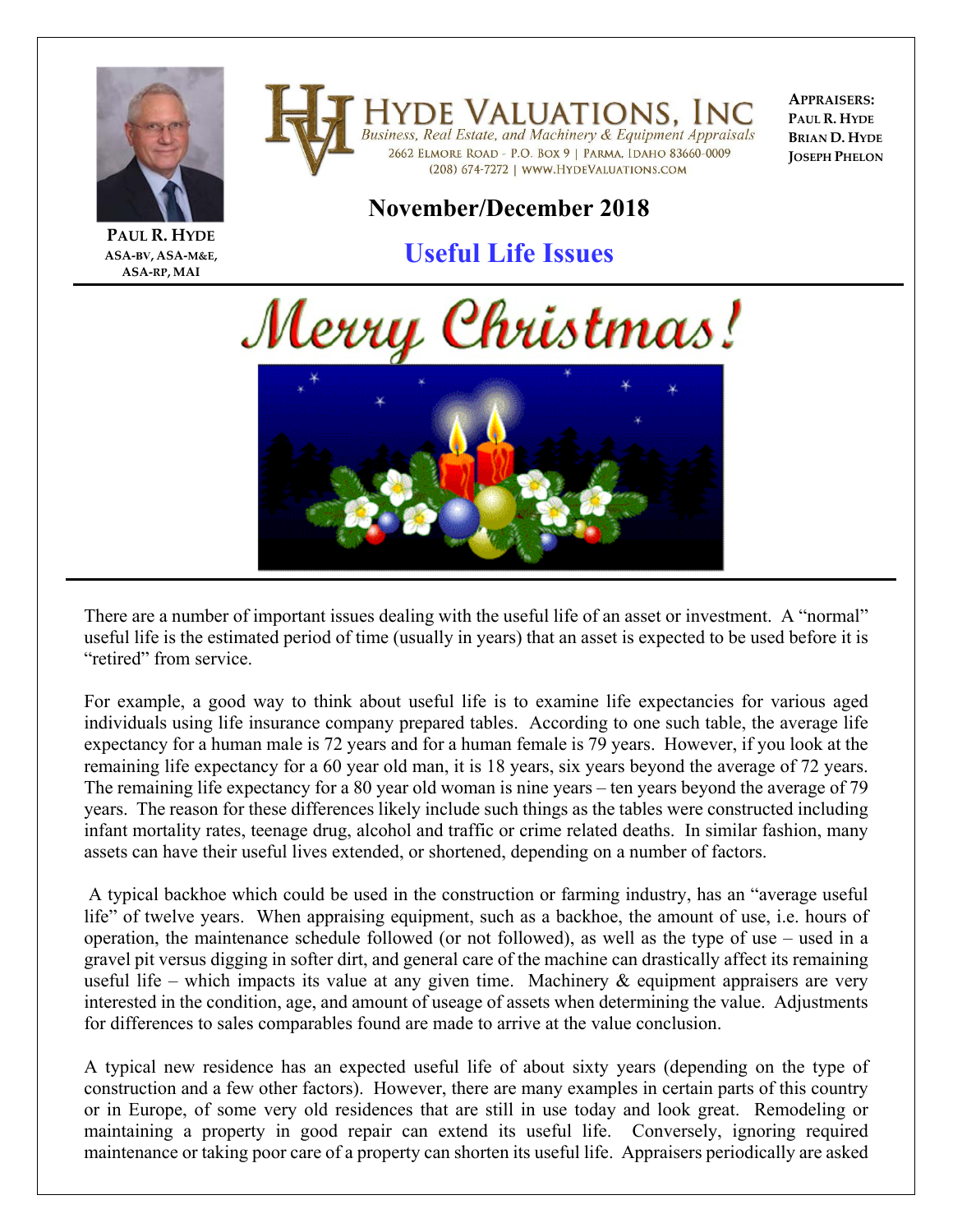HYDE VALUATIONS, INC

*Business, Real Estate, and Machinery & Equipment Appraisals*

2662 ELMORE ROAD - P.O. BOX 9 | PARMA, IDAHO 83660-0009
(208) 674-7272 | WWW.HYDEVALUATIONS.COM

**APPRAISERS:**
**PAUL R. HYDE**
**BRIAN D. HYDE**
**JOSEPH PHELON**

**PAUL R. HYDE**
**ASA-BV, ASA-M&E, ASA-RP, MAI**

## November/December 2018

# Useful Life Issues

Merry Christmas!

There are a number of important issues dealing with the useful life of an asset or investment. A "normal" useful life is the estimated period of time (usually in years) that an asset is expected to be used before it is "retired" from service.

For example, a good way to think about useful life is to examine life expectancies for various aged individuals using life insurance company prepared tables. According to one such table, the average life expectancy for a human male is 72 years and for a human female is 79 years. However, if you look at the remaining life expectancy for a 60 year old man, it is 18 years, six years beyond the average of 72 years. The remaining life expectancy for a 80 year old woman is nine years – ten years beyond the average of 79 years. The reason for these differences likely include such things as the tables were constructed including infant mortality rates, teenage drug, alcohol and traffic or crime related deaths. In similar fashion, many assets can have their useful lives extended, or shortened, depending on a number of factors.

A typical backhoe which could be used in the construction or farming industry, has an "average useful life" of twelve years. When appraising equipment, such as a backhoe, the amount of use, i.e. hours of operation, the maintenance schedule followed (or not followed), as well as the type of use – used in a gravel pit versus digging in softer dirt, and general care of the machine can drastically affect its remaining useful life – which impacts its value at any given time. Machinery & equipment appraisers are very interested in the condition, age, and amount of useage of assets when determining the value. Adjustments for differences to sales comparables found are made to arrive at the value conclusion.

A typical new residence has an expected useful life of about sixty years (depending on the type of construction and a few other factors). However, there are many examples in certain parts of this country or in Europe, of some very old residences that are still in use today and look great. Remodeling or maintaining a property in good repair can extend its useful life. Conversely, ignoring required maintenance or taking poor care of a property can shorten its useful life. Appraisers periodically are asked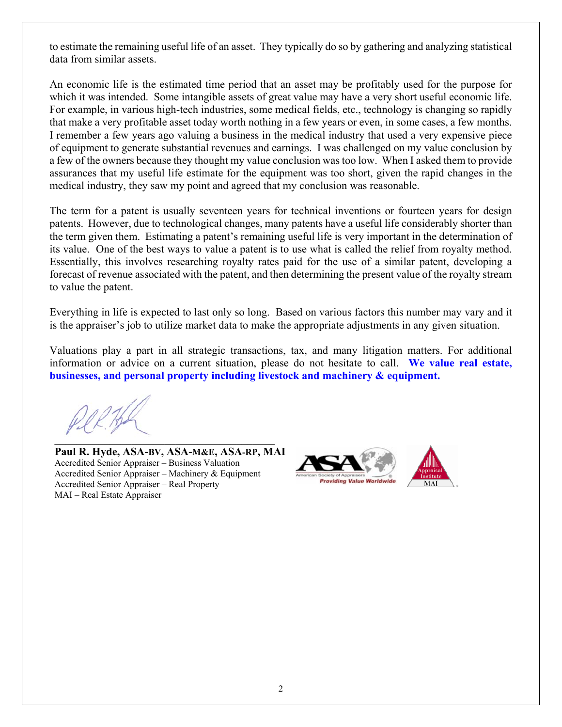to estimate the remaining useful life of an asset. They typically do so by gathering and analyzing statistical data from similar assets.

An economic life is the estimated time period that an asset may be profitably used for the purpose for which it was intended. Some intangible assets of great value may have a very short useful economic life. For example, in various high-tech industries, some medical fields, etc., technology is changing so rapidly that make a very profitable asset today worth nothing in a few years or even, in some cases, a few months. I remember a few years ago valuing a business in the medical industry that used a very expensive piece of equipment to generate substantial revenues and earnings. I was challenged on my value conclusion by a few of the owners because they thought my value conclusion was too low. When I asked them to provide assurances that my useful life estimate for the equipment was too short, given the rapid changes in the medical industry, they saw my point and agreed that my conclusion was reasonable.

The term for a patent is usually seventeen years for technical inventions or fourteen years for design patents. However, due to technological changes, many patents have a useful life considerably shorter than the term given them. Estimating a patent's remaining useful life is very important in the determination of its value. One of the best ways to value a patent is to use what is called the relief from royalty method. Essentially, this involves researching royalty rates paid for the use of a similar patent, developing a forecast of revenue associated with the patent, and then determining the present value of the royalty stream to value the patent.

Everything in life is expected to last only so long. Based on various factors this number may vary and it is the appraiser's job to utilize market data to make the appropriate adjustments in any given situation.

Valuations play a part in all strategic transactions, tax, and many litigation matters. For additional information or advice on a current situation, please do not hesitate to call. **We value real estate, businesses, and personal property including livestock and machinery & equipment.**

**Paul R. Hyde, ASA-BV, ASA-M&E, ASA-RP, MAI**
Accredited Senior Appraiser – Business Valuation
Accredited Senior Appraiser – Machinery & Equipment
Accredited Senior Appraiser – Real Property
MAI – Real Estate Appraiser